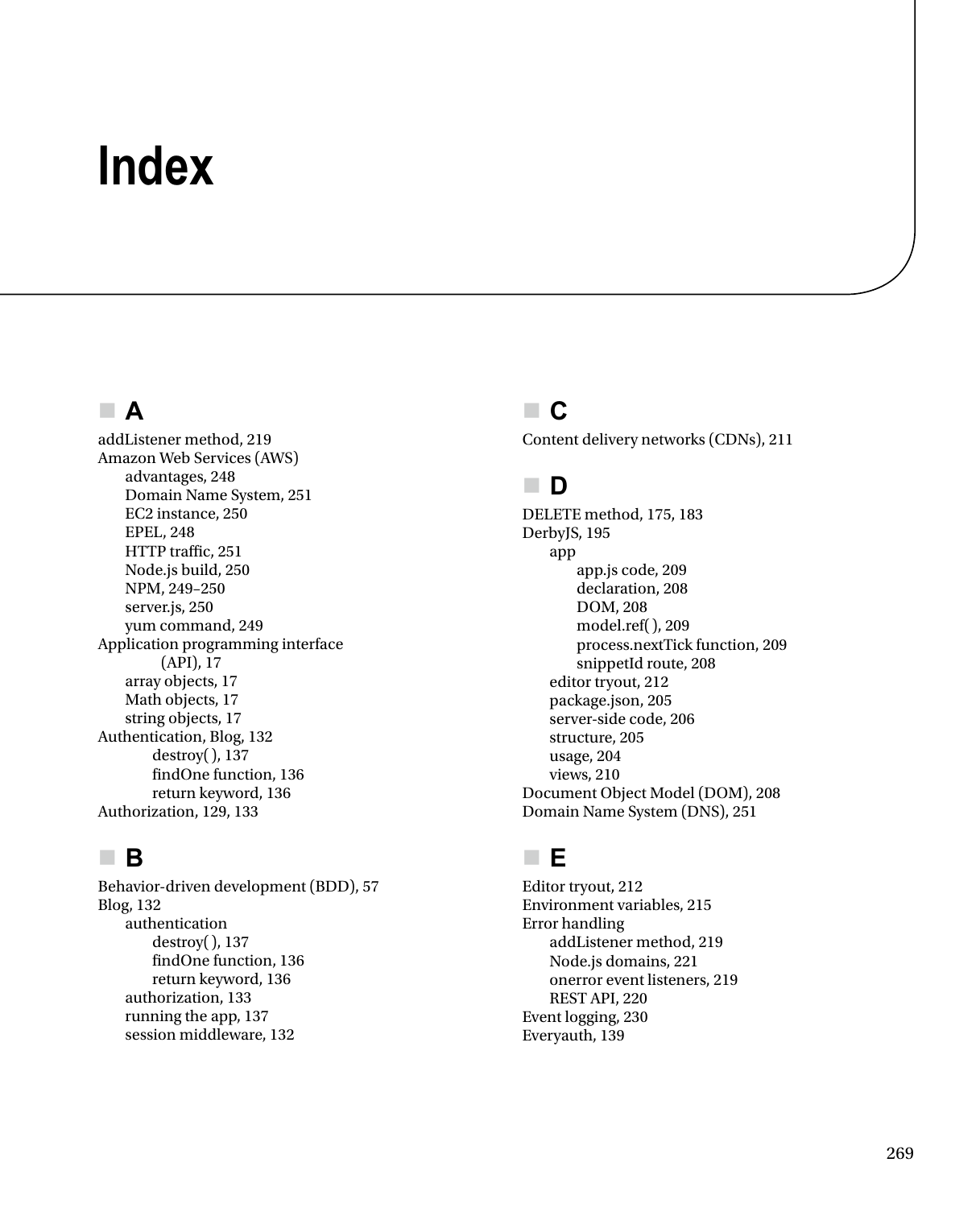# Index

## A

addListener method, 219
Amazon Web Services (AWS)
- advantages, 248
- Domain Name System, 251
- EC2 instance, 250
- EPEL, 248
- HTTP traffic, 251
- Node.js build, 250
- NPM, 249–250
- server.js, 250
- yum command, 249

Application programming interface (API), 17
- array objects, 17
- Math objects, 17
- string objects, 17

Authentication, Blog, 132
- destroy( ), 137
- findOne function, 136
- return keyword, 136

Authorization, 129, 133

## B

Behavior-driven development (BDD), 57
Blog, 132
- authentication
  - destroy( ), 137
  - findOne function, 136
  - return keyword, 136
- authorization, 133
- running the app, 137
- session middleware, 132

## C

Content delivery networks (CDNs), 211

## D

DELETE method, 175, 183
DerbyJS, 195
- app
  - app.js code, 209
  - declaration, 208
  - DOM, 208
  - model.ref( ), 209
  - process.nextTick function, 209
  - snippetId route, 208
- editor tryout, 212
- package.json, 205
- server-side code, 206
- structure, 205
- usage, 204
- views, 210

Document Object Model (DOM), 208
Domain Name System (DNS), 251

## E

Editor tryout, 212
Environment variables, 215
Error handling
- addListener method, 219
- Node.js domains, 221
- onerror event listeners, 219
- REST API, 220

Event logging, 230
Everyauth, 139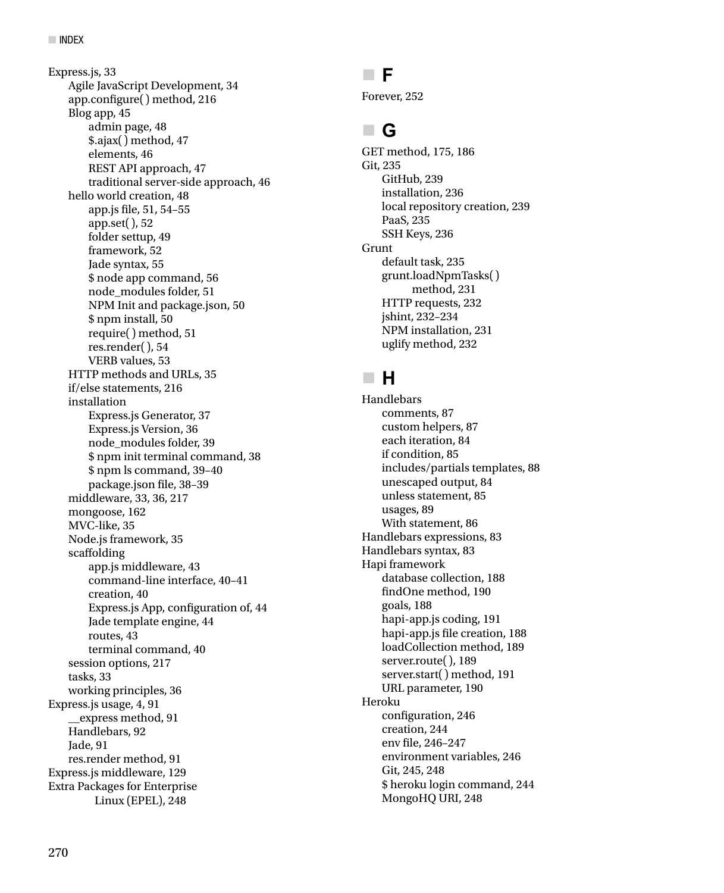Express.js, 33
- Agile JavaScript Development, 34
- app.configure( ) method, 216
- Blog app, 45
  - admin page, 48
  - $.ajax( ) method, 47
  - elements, 46
  - REST API approach, 47
  - traditional server-side approach, 46
- hello world creation, 48
  - app.js file, 51, 54–55
  - app.set( ), 52
  - folder settup, 49
  - framework, 52
  - Jade syntax, 55
  - $ node app command, 56
  - node_modules folder, 51
  - NPM Init and package.json, 50
  - $ npm install, 50
  - require( ) method, 51
  - res.render( ), 54
  - VERB values, 53
- HTTP methods and URLs, 35
- if/else statements, 216
- installation
  - Express.js Generator, 37
  - Express.js Version, 36
  - node_modules folder, 39
  - $ npm init terminal command, 38
  - $ npm ls command, 39–40
  - package.json file, 38–39
- middleware, 33, 36, 217
- mongoose, 162
- MVC-like, 35
- Node.js framework, 35
- scaffolding
  - app.js middleware, 43
  - command-line interface, 40–41
  - creation, 40
  - Express.js App, configuration of, 44
  - Jade template engine, 44
  - routes, 43
  - terminal command, 40
- session options, 217
- tasks, 33
- working principles, 36

Express.js usage, 4, 91
- __express method, 91
- Handlebars, 92
- Jade, 91
- res.render method, 91

Express.js middleware, 129

Extra Packages for Enterprise Linux (EPEL), 248

## F

Forever, 252

## G

GET method, 175, 186

Git, 235
- GitHub, 239
- installation, 236
- local repository creation, 239
- PaaS, 235
- SSH Keys, 236

Grunt
- default task, 235
- grunt.loadNpmTasks( ) method, 231
- HTTP requests, 232
- jshint, 232–234
- NPM installation, 231
- uglify method, 232

## H

Handlebars
- comments, 87
- custom helpers, 87
- each iteration, 84
- if condition, 85
- includes/partials templates, 88
- unescaped output, 84
- unless statement, 85
- usages, 89
- With statement, 86

Handlebars expressions, 83

Handlebars syntax, 83

Hapi framework
- database collection, 188
- findOne method, 190
- goals, 188
- hapi-app.js coding, 191
- hapi-app.js file creation, 188
- loadCollection method, 189
- server.route( ), 189
- server.start( ) method, 191
- URL parameter, 190

Heroku
- configuration, 246
- creation, 244
- env file, 246–247
- environment variables, 246
- Git, 245, 248
- $ heroku login command, 244
- MongoHQ URI, 248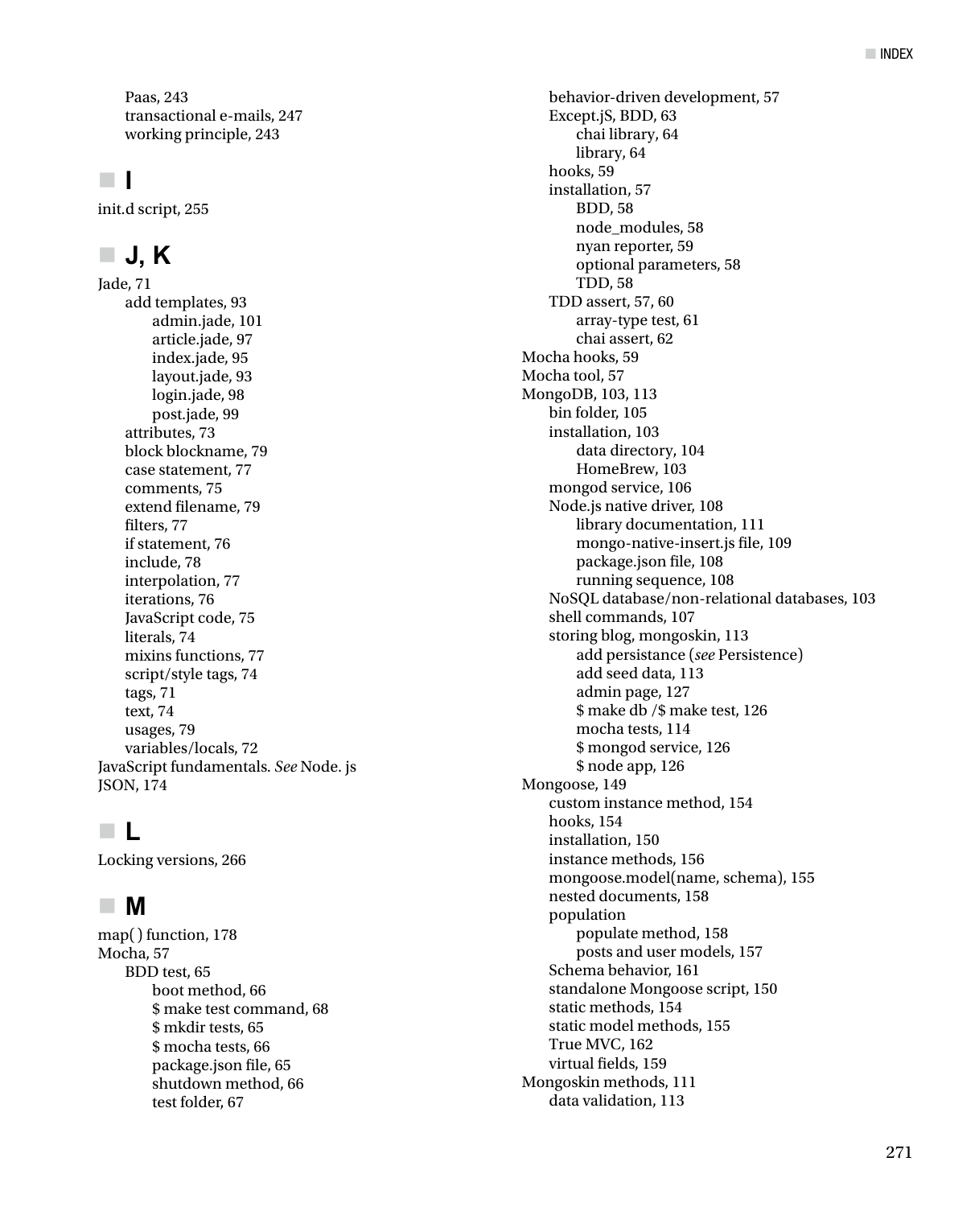- Paas, 243
- transactional e-mails, 247
- working principle, 243

## I

init.d script, 255

## J, K

Jade, 71
- add templates, 93
  - admin.jade, 101
  - article.jade, 97
  - index.jade, 95
  - layout.jade, 93
  - login.jade, 98
  - post.jade, 99
- attributes, 73
- block blockname, 79
- case statement, 77
- comments, 75
- extend filename, 79
- filters, 77
- if statement, 76
- include, 78
- interpolation, 77
- iterations, 76
- JavaScript code, 75
- literals, 74
- mixins functions, 77
- script/style tags, 74
- tags, 71
- text, 74
- usages, 79
- variables/locals, 72

JavaScript fundamentals. *See* Node. js

JSON, 174

## L

Locking versions, 266

## M

map( ) function, 178

Mocha, 57
- BDD test, 65
  - boot method, 66
  - $ make test command, 68
  - $ mkdir tests, 65
  - $ mocha tests, 66
  - package.json file, 65
  - shutdown method, 66
  - test folder, 67
- behavior-driven development, 57
- Except.jS, BDD, 63
  - chai library, 64
  - library, 64
- hooks, 59
- installation, 57
  - BDD, 58
  - node_modules, 58
  - nyan reporter, 59
  - optional parameters, 58
  - TDD, 58
- TDD assert, 57, 60
  - array-type test, 61
  - chai assert, 62

Mocha hooks, 59

Mocha tool, 57

MongoDB, 103, 113
- bin folder, 105
- installation, 103
  - data directory, 104
  - HomeBrew, 103
- mongod service, 106
- Node.js native driver, 108
  - library documentation, 111
  - mongo-native-insert.js file, 109
  - package.json file, 108
  - running sequence, 108
- NoSQL database/non-relational databases, 103
- shell commands, 107
- storing blog, mongoskin, 113
  - add persistance (*see* Persistence)
  - add seed data, 113
  - admin page, 127
  - $ make db /$ make test, 126
  - mocha tests, 114
  - $ mongod service, 126
  - $ node app, 126

Mongoose, 149
- custom instance method, 154
- hooks, 154
- installation, 150
- instance methods, 156
- mongoose.model(name, schema), 155
- nested documents, 158
- population
  - populate method, 158
  - posts and user models, 157
- Schema behavior, 161
- standalone Mongoose script, 150
- static methods, 154
- static model methods, 155
- True MVC, 162
- virtual fields, 159

Mongoskin methods, 111
- data validation, 113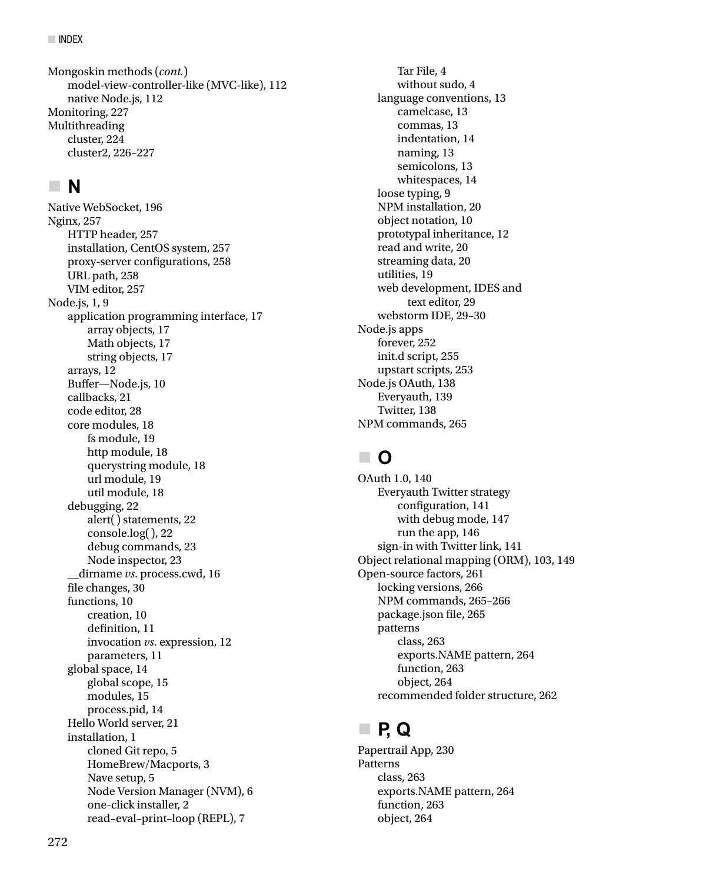Mongoskin methods (*cont.*)
- model-view-controller-like (MVC-like), 112
- native Node.js, 112

Monitoring, 227

Multithreading
- cluster, 224
- cluster2, 226–227

## N

Native WebSocket, 196

Nginx, 257
- HTTP header, 257
- installation, CentOS system, 257
- proxy-server configurations, 258
- URL path, 258
- VIM editor, 257

Node.js, 1, 9
- application programming interface, 17
  - array objects, 17
  - Math objects, 17
  - string objects, 17
- arrays, 12
- Buffer—Node.js, 10
- callbacks, 21
- code editor, 28
- core modules, 18
  - fs module, 19
  - http module, 18
  - querystring module, 18
  - url module, 19
  - util module, 18
- debugging, 22
  - alert( ) statements, 22
  - console.log( ), 22
  - debug commands, 23
  - Node inspector, 23
- __dirname *vs*. process.cwd, 16
- file changes, 30
- functions, 10
  - creation, 10
  - definition, 11
  - invocation *vs*. expression, 12
  - parameters, 11
- global space, 14
  - global scope, 15
  - modules, 15
  - process.pid, 14
- Hello World server, 21
- installation, 1
  - cloned Git repo, 5
  - HomeBrew/Macports, 3
  - Nave setup, 5
  - Node Version Manager (NVM), 6
  - one-click installer, 2
  - read–eval–print–loop (REPL), 7
  - Tar File, 4
  - without sudo, 4
- language conventions, 13
  - camelcase, 13
  - commas, 13
  - indentation, 14
  - naming, 13
  - semicolons, 13
  - whitespaces, 14
- loose typing, 9
- NPM installation, 20
- object notation, 10
- prototypal inheritance, 12
- read and write, 20
- streaming data, 20
- utilities, 19
- web development, IDES and text editor, 29
- webstorm IDE, 29–30

Node.js apps
- forever, 252
- init.d script, 255
- upstart scripts, 253

Node.js OAuth, 138
- Everyauth, 139
- Twitter, 138

NPM commands, 265

## O

OAuth 1.0, 140
- Everyauth Twitter strategy
  - configuration, 141
  - with debug mode, 147
  - run the app, 146
- sign-in with Twitter link, 141

Object relational mapping (ORM), 103, 149

Open-source factors, 261
- locking versions, 266
- NPM commands, 265–266
- package.json file, 265
- patterns
  - class, 263
  - exports.NAME pattern, 264
  - function, 263
  - object, 264
- recommended folder structure, 262

## P, Q

Papertrail App, 230

Patterns
- class, 263
- exports.NAME pattern, 264
- function, 263
- object, 264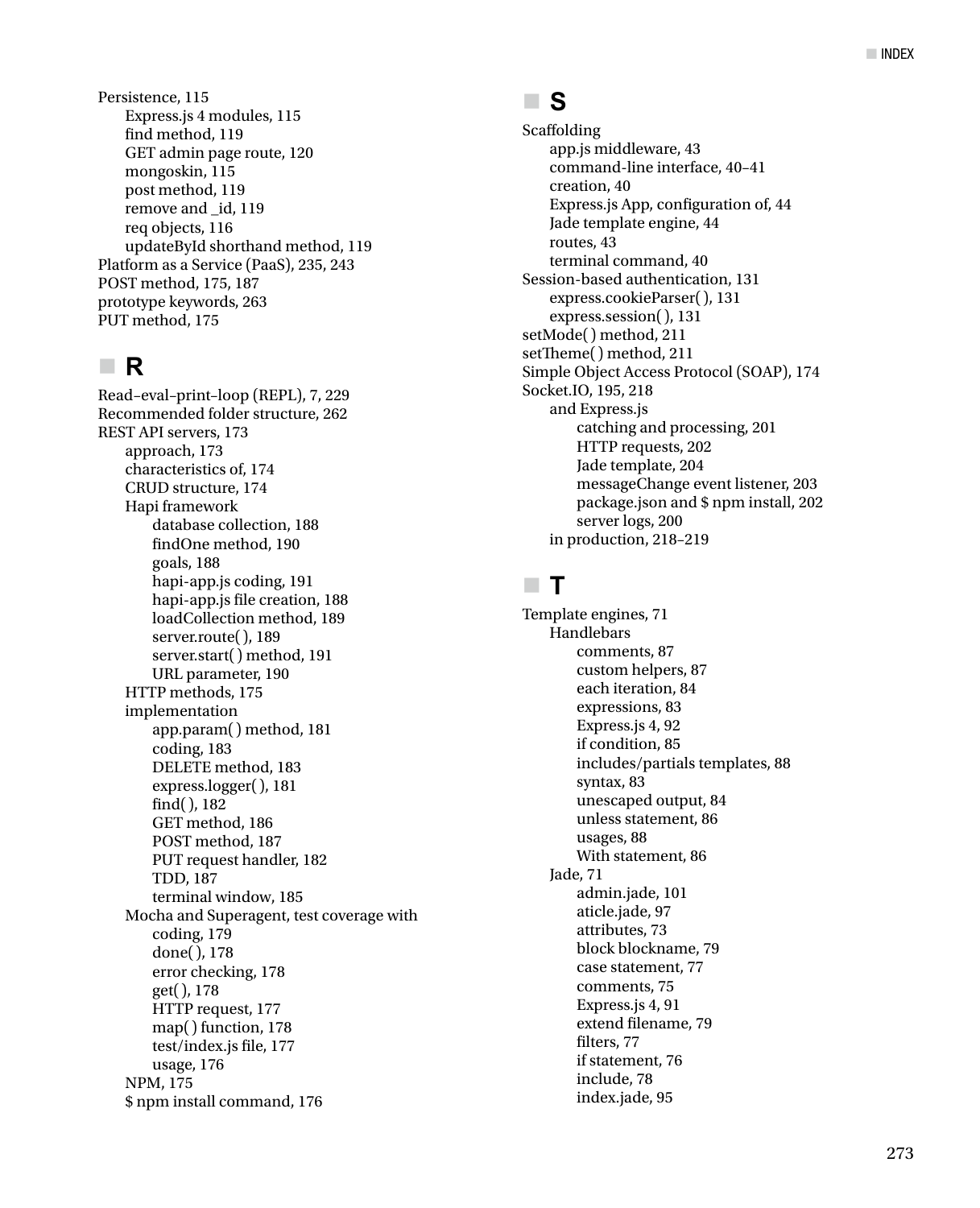Persistence, 115
- Express.js 4 modules, 115
- find method, 119
- GET admin page route, 120
- mongoskin, 115
- post method, 119
- remove and _id, 119
- req objects, 116
- updateById shorthand method, 119

Platform as a Service (PaaS), 235, 243
POST method, 175, 187
prototype keywords, 263
PUT method, 175

## R

Read–eval–print–loop (REPL), 7, 229
Recommended folder structure, 262
REST API servers, 173
- approach, 173
- characteristics of, 174
- CRUD structure, 174
- Hapi framework
  - database collection, 188
  - findOne method, 190
  - goals, 188
  - hapi-app.js coding, 191
  - hapi-app.js file creation, 188
  - loadCollection method, 189
  - server.route( ), 189
  - server.start( ) method, 191
  - URL parameter, 190
- HTTP methods, 175
- implementation
  - app.param( ) method, 181
  - coding, 183
  - DELETE method, 183
  - express.logger( ), 181
  - find( ), 182
  - GET method, 186
  - POST method, 187
  - PUT request handler, 182
  - TDD, 187
  - terminal window, 185
- Mocha and Superagent, test coverage with
  - coding, 179
  - done( ), 178
  - error checking, 178
  - get( ), 178
  - HTTP request, 177
  - map( ) function, 178
  - test/index.js file, 177
  - usage, 176
- NPM, 175
- $ npm install command, 176

## S

Scaffolding
- app.js middleware, 43
- command-line interface, 40–41
- creation, 40
- Express.js App, configuration of, 44
- Jade template engine, 44
- routes, 43
- terminal command, 40

Session-based authentication, 131
- express.cookieParser( ), 131
- express.session( ), 131

setMode( ) method, 211
setTheme( ) method, 211
Simple Object Access Protocol (SOAP), 174
Socket.IO, 195, 218
- and Express.js
  - catching and processing, 201
  - HTTP requests, 202
  - Jade template, 204
  - messageChange event listener, 203
  - package.json and $ npm install, 202
  - server logs, 200
- in production, 218–219

## T

Template engines, 71
- Handlebars
  - comments, 87
  - custom helpers, 87
  - each iteration, 84
  - expressions, 83
  - Express.js 4, 92
  - if condition, 85
  - includes/partials templates, 88
  - syntax, 83
  - unescaped output, 84
  - unless statement, 86
  - usages, 88
  - With statement, 86
- Jade, 71
  - admin.jade, 101
  - aticle.jade, 97
  - attributes, 73
  - block blockname, 79
  - case statement, 77
  - comments, 75
  - Express.js 4, 91
  - extend filename, 79
  - filters, 77
  - if statement, 76
  - include, 78
  - index.jade, 95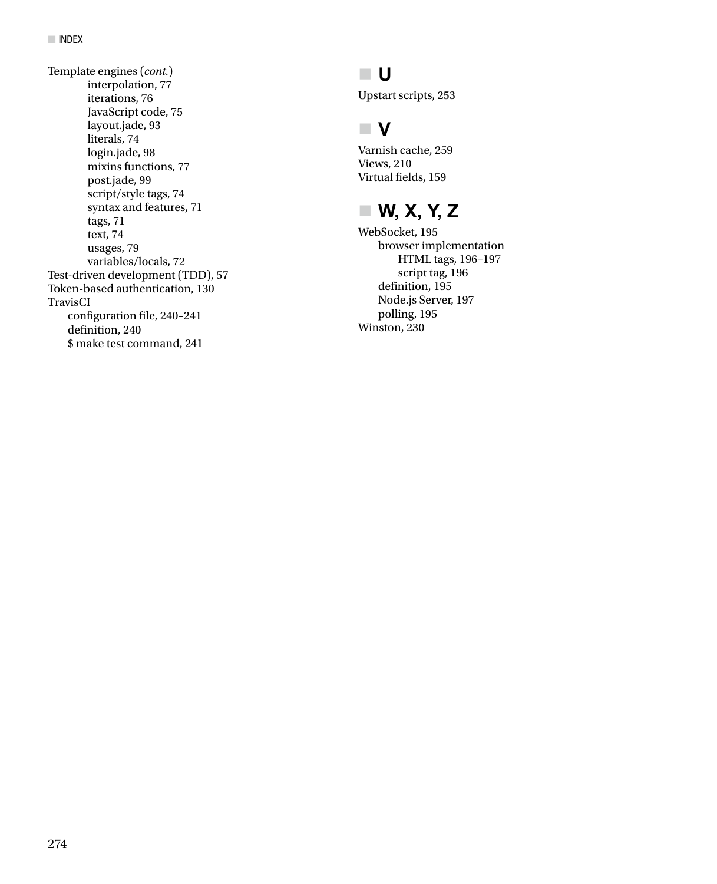Template engines (*cont.*)
    interpolation, 77
    iterations, 76
    JavaScript code, 75
    layout.jade, 93
    literals, 74
    login.jade, 98
    mixins functions, 77
    post.jade, 99
    script/style tags, 74
    syntax and features, 71
    tags, 71
    text, 74
    usages, 79
    variables/locals, 72

Test-driven development (TDD), 57

Token-based authentication, 130

TravisCI
  configuration file, 240–241
  definition, 240
  $ make test command, 241

## U

Upstart scripts, 253

## V

Varnish cache, 259

Views, 210

Virtual fields, 159

## W, X, Y, Z

WebSocket, 195
  browser implementation
    HTML tags, 196–197
    script tag, 196
  definition, 195
  Node.js Server, 197
  polling, 195

Winston, 230